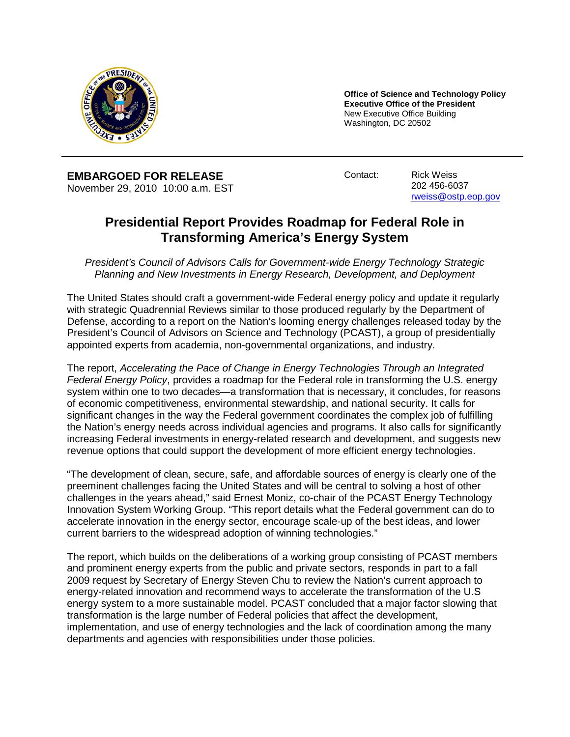**Office of Science and Technology Policy**
**Executive Office of the President**
New Executive Office Building
Washington, DC 20502

---

**EMBARGOED FOR RELEASE**
November 29, 2010 10:00 a.m. EST

Contact: Rick Weiss
202 456-6037
rweiss@ostp.eop.gov

# Presidential Report Provides Roadmap for Federal Role in Transforming America's Energy System

*President's Council of Advisors Calls for Government-wide Energy Technology Strategic Planning and New Investments in Energy Research, Development, and Deployment*

The United States should craft a government-wide Federal energy policy and update it regularly with strategic Quadrennial Reviews similar to those produced regularly by the Department of Defense, according to a report on the Nation's looming energy challenges released today by the President's Council of Advisors on Science and Technology (PCAST), a group of presidentially appointed experts from academia, non-governmental organizations, and industry.

The report, *Accelerating the Pace of Change in Energy Technologies Through an Integrated Federal Energy Policy*, provides a roadmap for the Federal role in transforming the U.S. energy system within one to two decades—a transformation that is necessary, it concludes, for reasons of economic competitiveness, environmental stewardship, and national security. It calls for significant changes in the way the Federal government coordinates the complex job of fulfilling the Nation's energy needs across individual agencies and programs. It also calls for significantly increasing Federal investments in energy-related research and development, and suggests new revenue options that could support the development of more efficient energy technologies.

"The development of clean, secure, safe, and affordable sources of energy is clearly one of the preeminent challenges facing the United States and will be central to solving a host of other challenges in the years ahead," said Ernest Moniz, co-chair of the PCAST Energy Technology Innovation System Working Group. "This report details what the Federal government can do to accelerate innovation in the energy sector, encourage scale-up of the best ideas, and lower current barriers to the widespread adoption of winning technologies."

The report, which builds on the deliberations of a working group consisting of PCAST members and prominent energy experts from the public and private sectors, responds in part to a fall 2009 request by Secretary of Energy Steven Chu to review the Nation's current approach to energy-related innovation and recommend ways to accelerate the transformation of the U.S energy system to a more sustainable model. PCAST concluded that a major factor slowing that transformation is the large number of Federal policies that affect the development, implementation, and use of energy technologies and the lack of coordination among the many departments and agencies with responsibilities under those policies.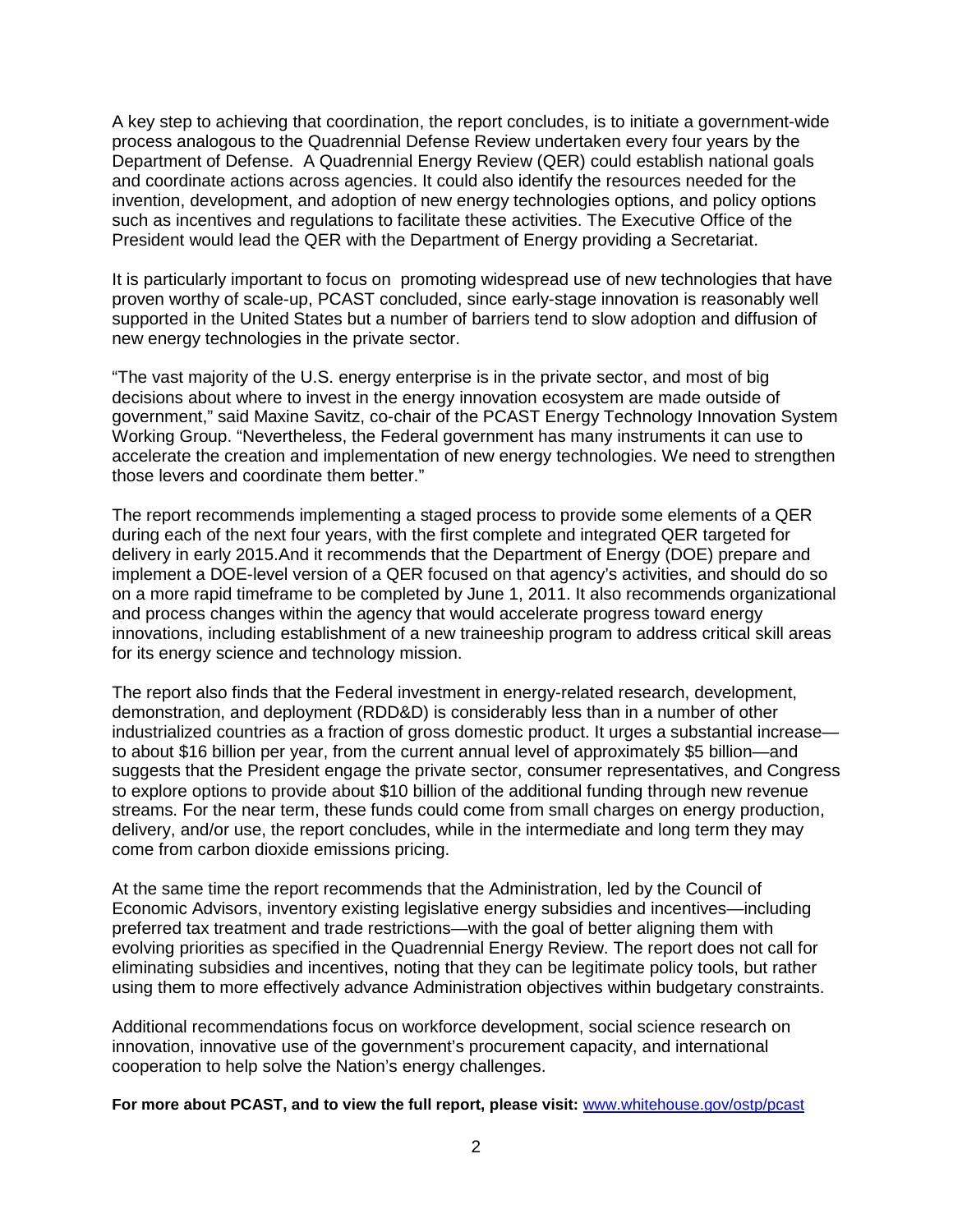A key step to achieving that coordination, the report concludes, is to initiate a government-wide process analogous to the Quadrennial Defense Review undertaken every four years by the Department of Defense. A Quadrennial Energy Review (QER) could establish national goals and coordinate actions across agencies. It could also identify the resources needed for the invention, development, and adoption of new energy technologies options, and policy options such as incentives and regulations to facilitate these activities. The Executive Office of the President would lead the QER with the Department of Energy providing a Secretariat.

It is particularly important to focus on promoting widespread use of new technologies that have proven worthy of scale-up, PCAST concluded, since early-stage innovation is reasonably well supported in the United States but a number of barriers tend to slow adoption and diffusion of new energy technologies in the private sector.

"The vast majority of the U.S. energy enterprise is in the private sector, and most of big decisions about where to invest in the energy innovation ecosystem are made outside of government," said Maxine Savitz, co-chair of the PCAST Energy Technology Innovation System Working Group. "Nevertheless, the Federal government has many instruments it can use to accelerate the creation and implementation of new energy technologies. We need to strengthen those levers and coordinate them better."

The report recommends implementing a staged process to provide some elements of a QER during each of the next four years, with the first complete and integrated QER targeted for delivery in early 2015.And it recommends that the Department of Energy (DOE) prepare and implement a DOE-level version of a QER focused on that agency's activities, and should do so on a more rapid timeframe to be completed by June 1, 2011. It also recommends organizational and process changes within the agency that would accelerate progress toward energy innovations, including establishment of a new traineeship program to address critical skill areas for its energy science and technology mission.

The report also finds that the Federal investment in energy-related research, development, demonstration, and deployment (RDD&D) is considerably less than in a number of other industrialized countries as a fraction of gross domestic product. It urges a substantial increase—to about $16 billion per year, from the current annual level of approximately $5 billion—and suggests that the President engage the private sector, consumer representatives, and Congress to explore options to provide about $10 billion of the additional funding through new revenue streams. For the near term, these funds could come from small charges on energy production, delivery, and/or use, the report concludes, while in the intermediate and long term they may come from carbon dioxide emissions pricing.

At the same time the report recommends that the Administration, led by the Council of Economic Advisors, inventory existing legislative energy subsidies and incentives—including preferred tax treatment and trade restrictions—with the goal of better aligning them with evolving priorities as specified in the Quadrennial Energy Review. The report does not call for eliminating subsidies and incentives, noting that they can be legitimate policy tools, but rather using them to more effectively advance Administration objectives within budgetary constraints.

Additional recommendations focus on workforce development, social science research on innovation, innovative use of the government's procurement capacity, and international cooperation to help solve the Nation's energy challenges.

**For more about PCAST, and to view the full report, please visit:** www.whitehouse.gov/ostp/pcast